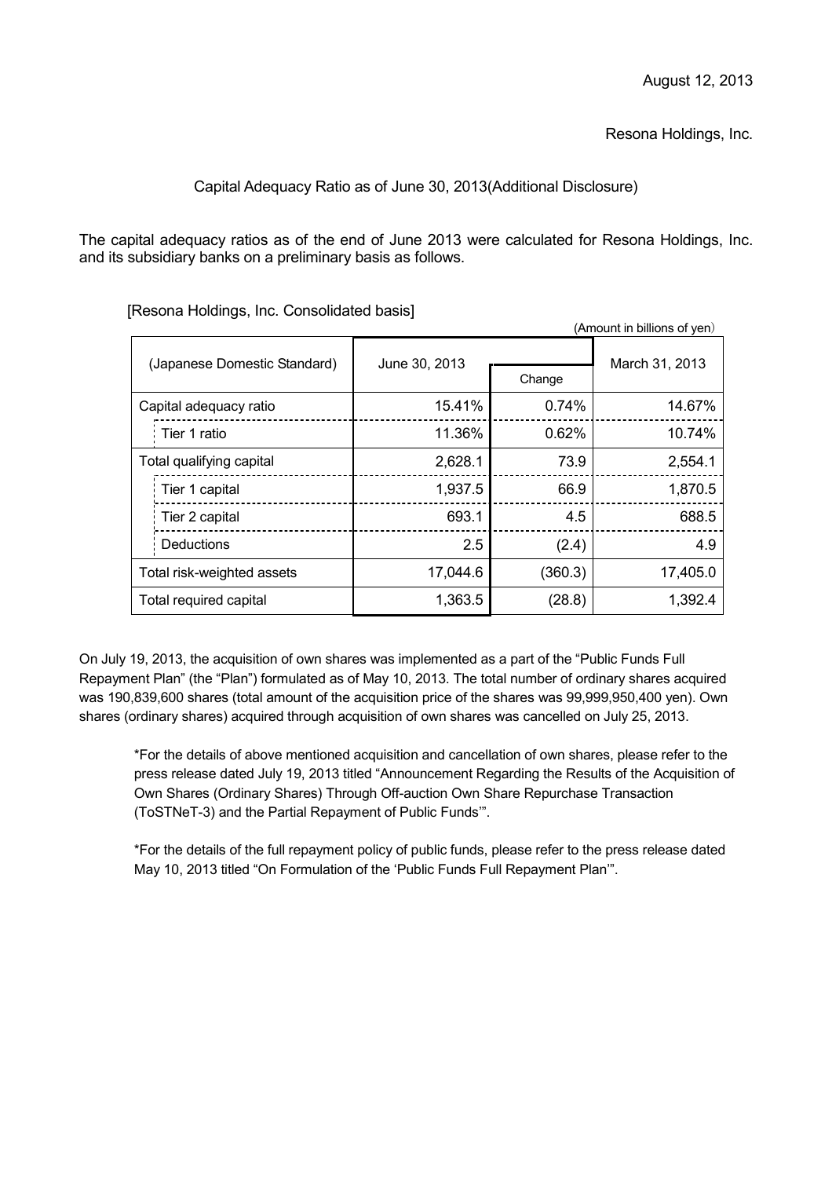August 12, 2013

Resona Holdings, Inc.

Capital Adequacy Ratio as of June 30, 2013(Additional Disclosure)

The capital adequacy ratios as of the end of June 2013 were calculated for Resona Holdings, Inc. and its subsidiary banks on a preliminary basis as follows.

[Resona Holdings, Inc. Consolidated basis]

(Amount in billions of yen)

| (Japanese Domestic Standard) | June 30, 2013 | Change | March 31, 2013 |
|---|---|---|---|
| Capital adequacy ratio | 15.41% | 0.74% | 14.67% |
| Tier 1 ratio | 11.36% | 0.62% | 10.74% |
| Total qualifying capital | 2,628.1 | 73.9 | 2,554.1 |
| Tier 1 capital | 1,937.5 | 66.9 | 1,870.5 |
| Tier 2 capital | 693.1 | 4.5 | 688.5 |
| Deductions | 2.5 | (2.4) | 4.9 |
| Total risk-weighted assets | 17,044.6 | (360.3) | 17,405.0 |
| Total required capital | 1,363.5 | (28.8) | 1,392.4 |

On July 19, 2013, the acquisition of own shares was implemented as a part of the "Public Funds Full Repayment Plan" (the "Plan") formulated as of May 10, 2013. The total number of ordinary shares acquired was 190,839,600 shares (total amount of the acquisition price of the shares was 99,999,950,400 yen). Own shares (ordinary shares) acquired through acquisition of own shares was cancelled on July 25, 2013.

*For the details of above mentioned acquisition and cancellation of own shares, please refer to the press release dated July 19, 2013 titled "Announcement Regarding the Results of the Acquisition of Own Shares (Ordinary Shares) Through Off-auction Own Share Repurchase Transaction (ToSTNeT-3) and the Partial Repayment of Public Funds'".

*For the details of the full repayment policy of public funds, please refer to the press release dated May 10, 2013 titled "On Formulation of the 'Public Funds Full Repayment Plan'".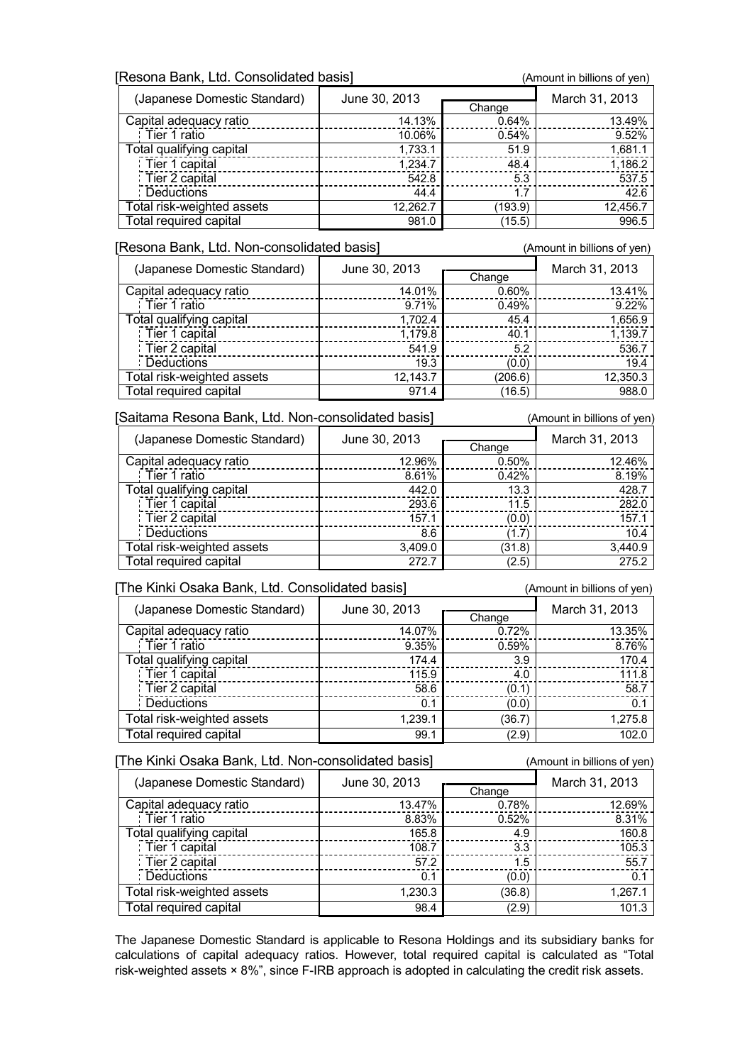[Resona Bank, Ltd. Consolidated basis] (Amount in billions of yen)

| (Japanese Domestic Standard) | June 30, 2013 | Change | March 31, 2013 |
|---|---|---|---|
| Capital adequacy ratio | 14.13% | 0.64% | 13.49% |
| Tier 1 ratio | 10.06% | 0.54% | 9.52% |
| Total qualifying capital | 1,733.1 | 51.9 | 1,681.1 |
| Tier 1 capital | 1,234.7 | 48.4 | 1,186.2 |
| Tier 2 capital | 542.8 | 5.3 | 537.5 |
| Deductions | 44.4 | 1.7 | 42.6 |
| Total risk-weighted assets | 12,262.7 | (193.9) | 12,456.7 |
| Total required capital | 981.0 | (15.5) | 996.5 |

[Resona Bank, Ltd. Non-consolidated basis] (Amount in billions of yen)

| (Japanese Domestic Standard) | June 30, 2013 | Change | March 31, 2013 |
|---|---|---|---|
| Capital adequacy ratio | 14.01% | 0.60% | 13.41% |
| Tier 1 ratio | 9.71% | 0.49% | 9.22% |
| Total qualifying capital | 1,702.4 | 45.4 | 1,656.9 |
| Tier 1 capital | 1,179.8 | 40.1 | 1,139.7 |
| Tier 2 capital | 541.9 | 5.2 | 536.7 |
| Deductions | 19.3 | (0.0) | 19.4 |
| Total risk-weighted assets | 12,143.7 | (206.6) | 12,350.3 |
| Total required capital | 971.4 | (16.5) | 988.0 |

[Saitama Resona Bank, Ltd. Non-consolidated basis] (Amount in billions of yen)

| (Japanese Domestic Standard) | June 30, 2013 | Change | March 31, 2013 |
|---|---|---|---|
| Capital adequacy ratio | 12.96% | 0.50% | 12.46% |
| Tier 1 ratio | 8.61% | 0.42% | 8.19% |
| Total qualifying capital | 442.0 | 13.3 | 428.7 |
| Tier 1 capital | 293.6 | 11.5 | 282.0 |
| Tier 2 capital | 157.1 | (0.0) | 157.1 |
| Deductions | 8.6 | (1.7) | 10.4 |
| Total risk-weighted assets | 3,409.0 | (31.8) | 3,440.9 |
| Total required capital | 272.7 | (2.5) | 275.2 |

[The Kinki Osaka Bank, Ltd. Consolidated basis] (Amount in billions of yen)

| (Japanese Domestic Standard) | June 30, 2013 | Change | March 31, 2013 |
|---|---|---|---|
| Capital adequacy ratio | 14.07% | 0.72% | 13.35% |
| Tier 1 ratio | 9.35% | 0.59% | 8.76% |
| Total qualifying capital | 174.4 | 3.9 | 170.4 |
| Tier 1 capital | 115.9 | 4.0 | 111.8 |
| Tier 2 capital | 58.6 | (0.1) | 58.7 |
| Deductions | 0.1 | (0.0) | 0.1 |
| Total risk-weighted assets | 1,239.1 | (36.7) | 1,275.8 |
| Total required capital | 99.1 | (2.9) | 102.0 |

[The Kinki Osaka Bank, Ltd. Non-consolidated basis] (Amount in billions of yen)

| (Japanese Domestic Standard) | June 30, 2013 | Change | March 31, 2013 |
|---|---|---|---|
| Capital adequacy ratio | 13.47% | 0.78% | 12.69% |
| Tier 1 ratio | 8.83% | 0.52% | 8.31% |
| Total qualifying capital | 165.8 | 4.9 | 160.8 |
| Tier 1 capital | 108.7 | 3.3 | 105.3 |
| Tier 2 capital | 57.2 | 1.5 | 55.7 |
| Deductions | 0.1 | (0.0) | 0.1 |
| Total risk-weighted assets | 1,230.3 | (36.8) | 1,267.1 |
| Total required capital | 98.4 | (2.9) | 101.3 |

The Japanese Domestic Standard is applicable to Resona Holdings and its subsidiary banks for calculations of capital adequacy ratios. However, total required capital is calculated as "Total risk-weighted assets × 8%", since F-IRB approach is adopted in calculating the credit risk assets.